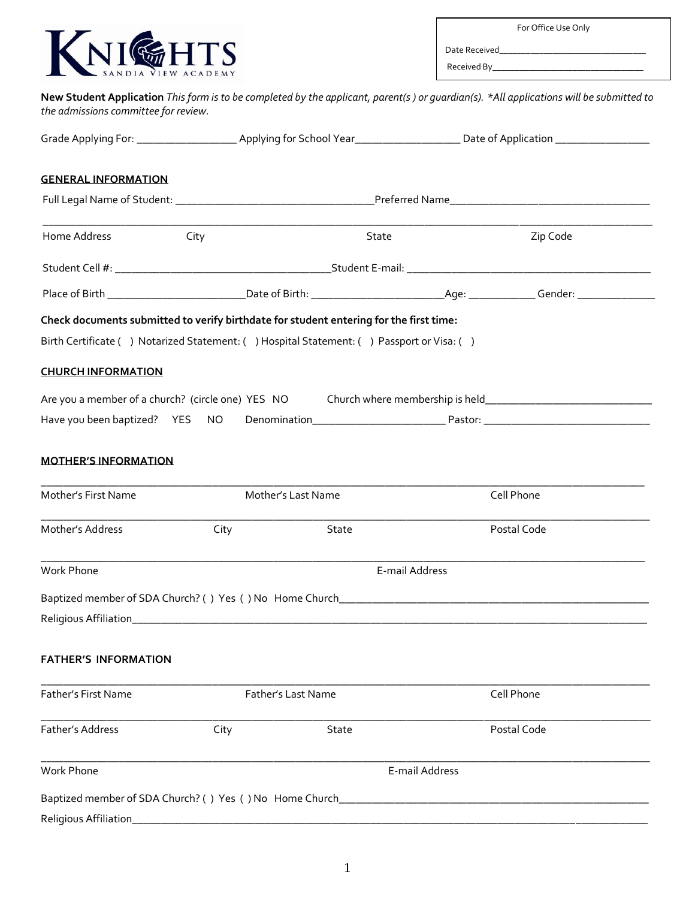KNIGHTS
SANDIA VIEW ACADEMY

For Office Use Only

Date Received_______________________________

Received By_______________________________

**New Student Application** *This form is to be completed by the applicant, parent(s ) or guardian(s). *All applications will be submitted to the admissions committee for review.*

Grade Applying For: _________________ Applying for School Year__________________ Date of Application ________________

**GENERAL INFORMATION**

Full Legal Name of Student: _________________________________Preferred Name____________________________________

_______________________________________________________________________________________________________

Home Address City State Zip Code

Student Cell #: ____________________________________Student E-mail: __________________________________________

Place of Birth _______________________Date of Birth: ______________________Age: ___________ Gender: _____________

**Check documents submitted to verify birthdate for student entering for the first time:**

Birth Certificate ( ) Notarized Statement: ( ) Hospital Statement: ( ) Passport or Visa: ( )

**CHURCH INFORMATION**

Are you a member of a church? (circle one) YES NO Church where membership is held_____________________________

Have you been baptized? YES NO Denomination______________________ Pastor: ____________________________

**MOTHER'S INFORMATION**

_______________________________________________________________________________________________________

Mother's First Name Mother's Last Name Cell Phone

_______________________________________________________________________________________________________

Mother's Address City State Postal Code

_______________________________________________________________________________________________________

Work Phone E-mail Address

Baptized member of SDA Church? ( ) Yes ( ) No Home Church_______________________________________________________

Religious Affiliation___________________________________________________________________________________________

**FATHER'S INFORMATION**

_______________________________________________________________________________________________________

Father's First Name Father's Last Name Cell Phone

_______________________________________________________________________________________________________

Father's Address City State Postal Code

_______________________________________________________________________________________________________

Work Phone E-mail Address

Baptized member of SDA Church? ( ) Yes ( ) No Home Church_______________________________________________________

Religious Affiliation___________________________________________________________________________________________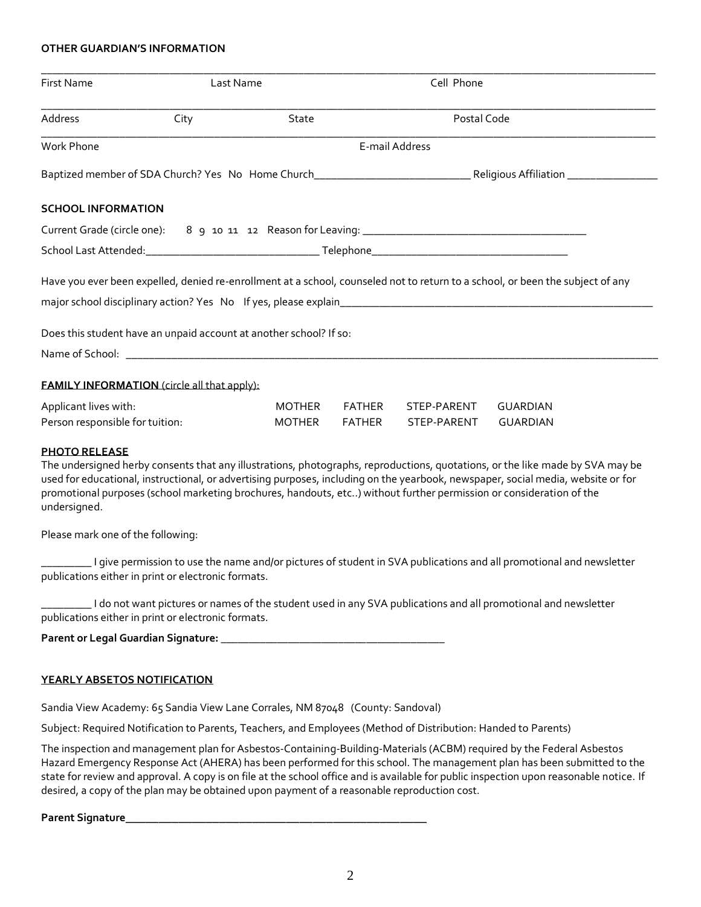**OTHER GUARDIAN'S INFORMATION**

\_\_\_\_\_\_\_\_\_\_\_\_\_\_\_\_\_\_\_\_\_\_\_\_\_\_\_\_\_\_\_\_\_\_\_\_\_\_\_\_\_\_\_\_\_\_\_\_\_\_\_\_\_\_\_\_\_\_\_\_\_\_\_\_\_\_\_\_\_\_\_\_\_\_\_\_\_\_\_\_\_\_

First Name Last Name Cell Phone

\_\_\_\_\_\_\_\_\_\_\_\_\_\_\_\_\_\_\_\_\_\_\_\_\_\_\_\_\_\_\_\_\_\_\_\_\_\_\_\_\_\_\_\_\_\_\_\_\_\_\_\_\_\_\_\_\_\_\_\_\_\_\_\_\_\_\_\_\_\_\_\_\_\_\_\_\_\_\_\_\_\_

Address City State Postal Code

\_\_\_\_\_\_\_\_\_\_\_\_\_\_\_\_\_\_\_\_\_\_\_\_\_\_\_\_\_\_\_\_\_\_\_\_\_\_\_\_\_\_\_\_\_\_\_\_\_\_\_\_\_\_\_\_\_\_\_\_\_\_\_\_\_\_\_\_\_\_\_\_\_\_\_\_\_\_\_\_\_\_

Work Phone E-mail Address

Baptized member of SDA Church? Yes No Home Church\_\_\_\_\_\_\_\_\_\_\_\_\_\_\_\_\_\_\_\_\_\_\_\_\_\_\_ Religious Affiliation \_\_\_\_\_\_\_\_\_\_\_\_\_\_\_\_

**SCHOOL INFORMATION**

Current Grade (circle one): 8 9 10 11 12 Reason for Leaving: \_\_\_\_\_\_\_\_\_\_\_\_\_\_\_\_\_\_\_\_\_\_\_\_\_\_\_\_\_\_\_\_\_\_\_\_\_\_\_

School Last Attended:\_\_\_\_\_\_\_\_\_\_\_\_\_\_\_\_\_\_\_\_\_\_\_\_\_\_\_\_\_\_\_ Telephone\_\_\_\_\_\_\_\_\_\_\_\_\_\_\_\_\_\_\_\_\_\_\_\_\_\_\_\_\_\_\_\_\_\_\_

Have you ever been expelled, denied re-enrollment at a school, counseled not to return to a school, or been the subject of any major school disciplinary action? Yes No If yes, please explain\_\_\_\_\_\_\_\_\_\_\_\_\_\_\_\_\_\_\_\_\_\_\_\_\_\_\_\_\_\_\_\_\_\_\_\_\_\_\_\_\_\_\_\_\_\_\_\_\_\_\_\_\_\_\_\_

Does this student have an unpaid account at another school? If so:

Name of School: \_\_\_\_\_\_\_\_\_\_\_\_\_\_\_\_\_\_\_\_\_\_\_\_\_\_\_\_\_\_\_\_\_\_\_\_\_\_\_\_\_\_\_\_\_\_\_\_\_\_\_\_\_\_\_\_\_\_\_\_\_\_\_\_\_\_\_\_\_\_\_\_\_\_\_\_\_\_\_\_\_\_\_\_\_\_\_\_

**FAMILY INFORMATION** (circle all that apply):

| | | | | |
|---|---|---|---|---|
| Applicant lives with: | MOTHER | FATHER | STEP-PARENT | GUARDIAN |
| Person responsible for tuition: | MOTHER | FATHER | STEP-PARENT | GUARDIAN |

**PHOTO RELEASE**

The undersigned herby consents that any illustrations, photographs, reproductions, quotations, or the like made by SVA may be used for educational, instructional, or advertising purposes, including on the yearbook, newspaper, social media, website or for promotional purposes (school marketing brochures, handouts, etc..) without further permission or consideration of the undersigned.

Please mark one of the following:

\_\_\_\_\_\_\_\_\_ I give permission to use the name and/or pictures of student in SVA publications and all promotional and newsletter publications either in print or electronic formats.

\_\_\_\_\_\_\_\_\_ I do not want pictures or names of the student used in any SVA publications and all promotional and newsletter publications either in print or electronic formats.

**Parent or Legal Guardian Signature: \_\_\_\_\_\_\_\_\_\_\_\_\_\_\_\_\_\_\_\_\_\_\_\_\_\_\_\_\_\_\_\_\_\_\_\_\_\_\_\_**

**YEARLY ABSETOS NOTIFICATION**

Sandia View Academy: 65 Sandia View Lane Corrales, NM 87048 (County: Sandoval)

Subject: Required Notification to Parents, Teachers, and Employees (Method of Distribution: Handed to Parents)

The inspection and management plan for Asbestos-Containing-Building-Materials (ACBM) required by the Federal Asbestos Hazard Emergency Response Act (AHERA) has been performed for this school. The management plan has been submitted to the state for review and approval. A copy is on file at the school office and is available for public inspection upon reasonable notice. If desired, a copy of the plan may be obtained upon payment of a reasonable reproduction cost.

**Parent Signature\_\_\_\_\_\_\_\_\_\_\_\_\_\_\_\_\_\_\_\_\_\_\_\_\_\_\_\_\_\_\_\_\_\_\_\_\_\_\_\_\_\_\_\_\_\_\_\_\_\_\_\_**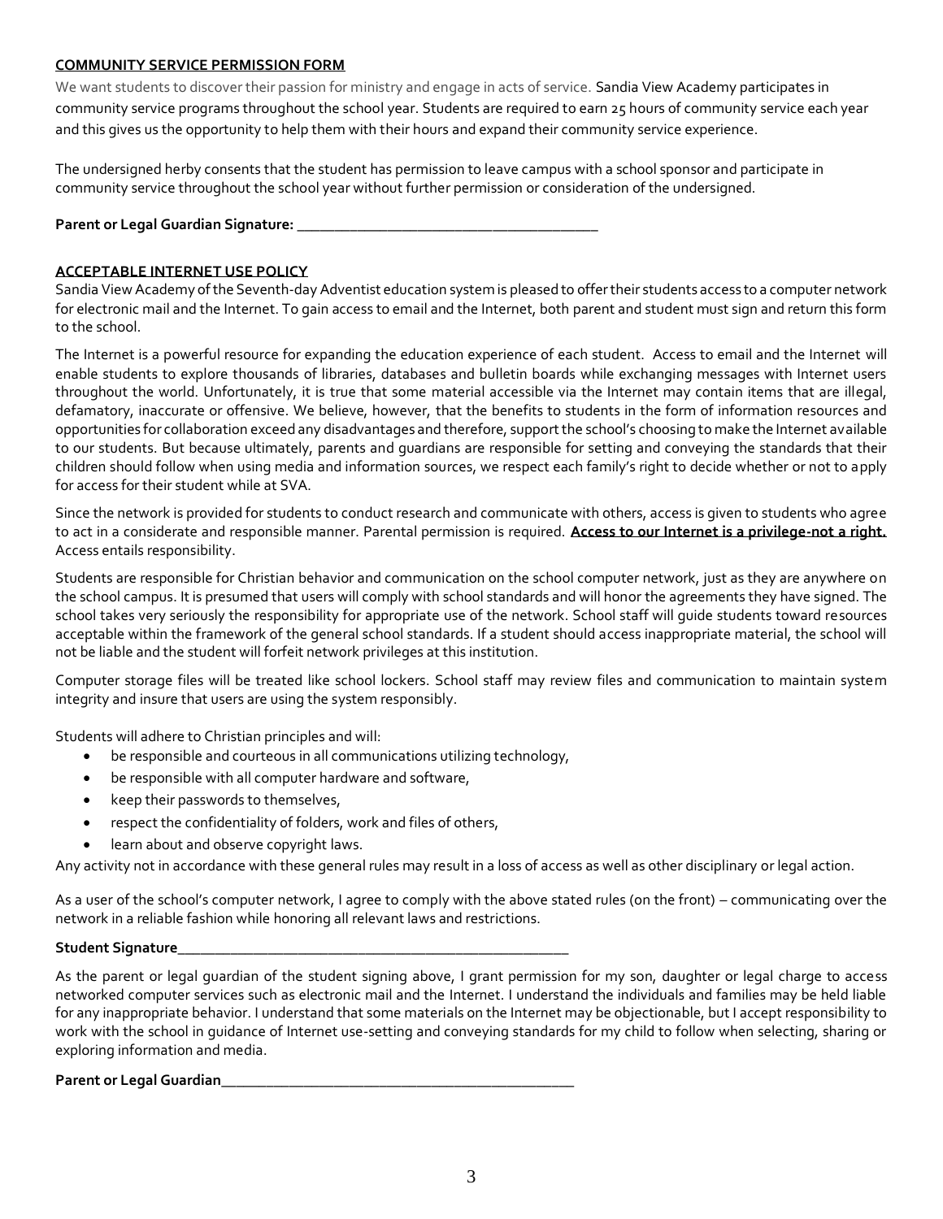**COMMUNITY SERVICE PERMISSION FORM**

We want students to discover their passion for ministry and engage in acts of service. Sandia View Academy participates in community service programs throughout the school year. Students are required to earn 25 hours of community service each year and this gives us the opportunity to help them with their hours and expand their community service experience.

The undersigned herby consents that the student has permission to leave campus with a school sponsor and participate in community service throughout the school year without further permission or consideration of the undersigned.

**Parent or Legal Guardian Signature:** ________________________________________

**ACCEPTABLE INTERNET USE POLICY**

Sandia View Academy of the Seventh-day Adventist education system is pleased to offer their students access to a computer network for electronic mail and the Internet. To gain access to email and the Internet, both parent and student must sign and return this form to the school.

The Internet is a powerful resource for expanding the education experience of each student. Access to email and the Internet will enable students to explore thousands of libraries, databases and bulletin boards while exchanging messages with Internet users throughout the world. Unfortunately, it is true that some material accessible via the Internet may contain items that are illegal, defamatory, inaccurate or offensive. We believe, however, that the benefits to students in the form of information resources and opportunities for collaboration exceed any disadvantages and therefore, support the school's choosing to make the Internet available to our students. But because ultimately, parents and guardians are responsible for setting and conveying the standards that their children should follow when using media and information sources, we respect each family's right to decide whether or not to apply for access for their student while at SVA.

Since the network is provided for students to conduct research and communicate with others, access is given to students who agree to act in a considerate and responsible manner. Parental permission is required. **Access to our Internet is a privilege-not a right.** Access entails responsibility.

Students are responsible for Christian behavior and communication on the school computer network, just as they are anywhere on the school campus. It is presumed that users will comply with school standards and will honor the agreements they have signed. The school takes very seriously the responsibility for appropriate use of the network. School staff will guide students toward resources acceptable within the framework of the general school standards. If a student should access inappropriate material, the school will not be liable and the student will forfeit network privileges at this institution.

Computer storage files will be treated like school lockers. School staff may review files and communication to maintain system integrity and insure that users are using the system responsibly.

Students will adhere to Christian principles and will:

- be responsible and courteous in all communications utilizing technology,
- be responsible with all computer hardware and software,
- keep their passwords to themselves,
- respect the confidentiality of folders, work and files of others,
- learn about and observe copyright laws.

Any activity not in accordance with these general rules may result in a loss of access as well as other disciplinary or legal action.

As a user of the school's computer network, I agree to comply with the above stated rules (on the front) – communicating over the network in a reliable fashion while honoring all relevant laws and restrictions.

**Student Signature**______________________________________________________

As the parent or legal guardian of the student signing above, I grant permission for my son, daughter or legal charge to access networked computer services such as electronic mail and the Internet. I understand the individuals and families may be held liable for any inappropriate behavior. I understand that some materials on the Internet may be objectionable, but I accept responsibility to work with the school in guidance of Internet use-setting and conveying standards for my child to follow when selecting, sharing or exploring information and media.

**Parent or Legal Guardian**_________________________________________________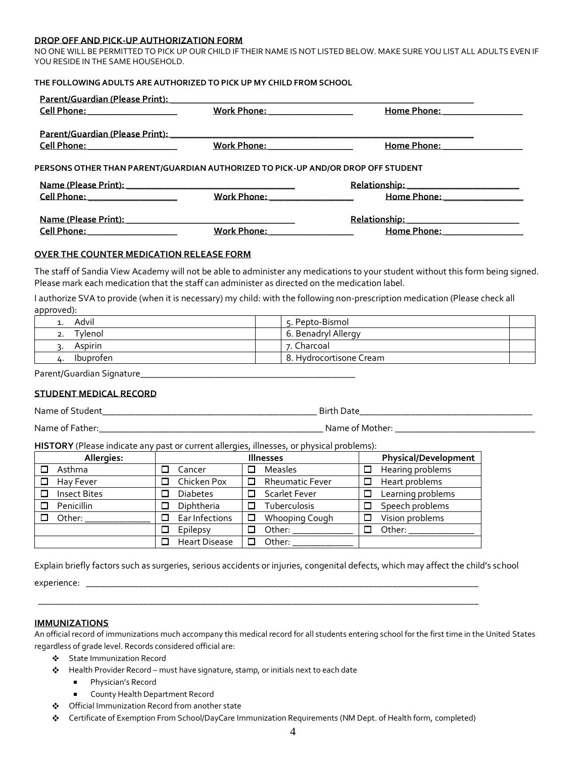**DROP OFF AND PICK-UP AUTHORIZATION FORM**

NO ONE WILL BE PERMITTED TO PICK UP OUR CHILD IF THEIR NAME IS NOT LISTED BELOW. MAKE SURE YOU LIST ALL ADULTS EVEN IF YOU RESIDE IN THE SAME HOUSEHOLD.

**THE FOLLOWING ADULTS ARE AUTHORIZED TO PICK UP MY CHILD FROM SCHOOL**

**Parent/Guardian (Please Print): ________________________________________________**

**Cell Phone: ________________** **Work Phone: ________________** **Home Phone: ________________**

**Parent/Guardian (Please Print): ________________________________________________**

**Cell Phone: ________________** **Work Phone: ________________** **Home Phone: ________________**

**PERSONS OTHER THAN PARENT/GUARDIAN AUTHORIZED TO PICK-UP AND/OR DROP OFF STUDENT**

**Name (Please Print): ________________________________** **Relationship: ______________________**

**Cell Phone: ________________** **Work Phone: ________________** **Home Phone: ________________**

**Name (Please Print): ________________________________** **Relationship: ______________________**

**Cell Phone: ________________** **Work Phone: ________________** **Home Phone: ________________**

**OVER THE COUNTER MEDICATION RELEASE FORM**

The staff of Sandia View Academy will not be able to administer any medications to your student without this form being signed. Please mark each medication that the staff can administer as directed on the medication label.

I authorize SVA to provide (when it is necessary) my child: with the following non-prescription medication (Please check all approved):

| | | | |
|---|---|---|---|
| 1. Advil | | 5. Pepto-Bismol | |
| 2. Tylenol | | 6. Benadryl Allergy | |
| 3. Aspirin | | 7. Charcoal | |
| 4. Ibuprofen | | 8. Hydrocortisone Cream | |

Parent/Guardian Signature________________________________________

**STUDENT MEDICAL RECORD**

Name of Student________________________________________ Birth Date________________________________

Name of Father:________________________________________ Name of Mother: ___________________________

**HISTORY** (Please indicate any past or current allergies, illnesses, or physical problems):

| Allergies: | Illnesses | | Physical/Development |
|---|---|---|---|
| ☐ Asthma | ☐ Cancer | ☐ Measles | ☐ Hearing problems |
| ☐ Hay Fever | ☐ Chicken Pox | ☐ Rheumatic Fever | ☐ Heart problems |
| ☐ Insect Bites | ☐ Diabetes | ☐ Scarlet Fever | ☐ Learning problems |
| ☐ Penicillin | ☐ Diphtheria | ☐ Tuberculosis | ☐ Speech problems |
| ☐ Other: ____________ | ☐ Ear Infections | ☐ Whooping Cough | ☐ Vision problems |
| | ☐ Epilepsy | ☐ Other: ____________ | ☐ Other: ____________ |
| | ☐ Heart Disease | ☐ Other: ____________ | |

Explain briefly factors such as surgeries, serious accidents or injuries, congenital defects, which may affect the child's school experience: ________________________________________________________________________________

________________________________________________________________________________________________

**IMMUNIZATIONS**

An official record of immunizations much accompany this medical record for all students entering school for the first time in the United States regardless of grade level. Records considered official are:

- State Immunization Record
- Health Provider Record – must have signature, stamp, or initials next to each date
  - Physician's Record
  - County Health Department Record
- Official Immunization Record from another state
- Certificate of Exemption From School/DayCare Immunization Requirements (NM Dept. of Health form, completed)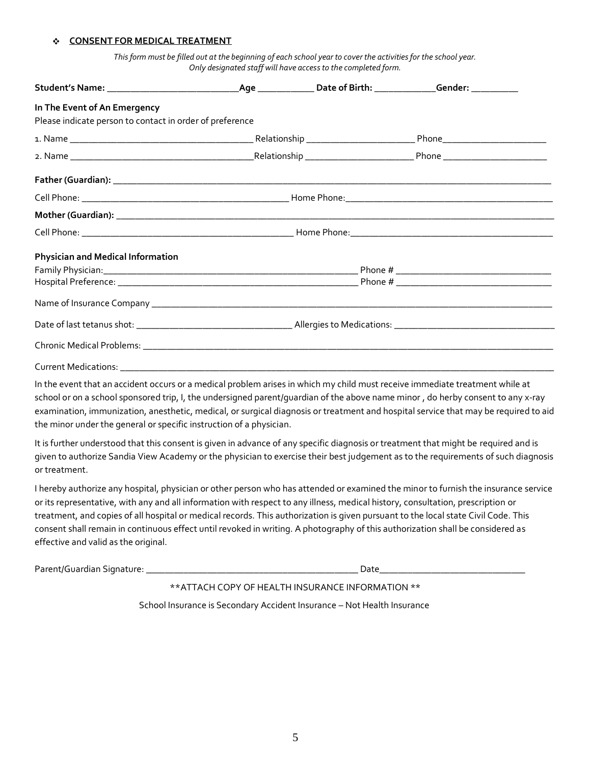❖ **CONSENT FOR MEDICAL TREATMENT**

*This form must be filled out at the beginning of each school year to cover the activities for the school year.*
*Only designated staff will have access to the completed form.*

**Student's Name:** ___________________________**Age** ____________ **Date of Birth:** _____________**Gender:** __________

**In The Event of An Emergency**

Please indicate person to contact in order of preference

1. Name ______________________________________ Relationship ______________________ Phone______________________

2. Name ______________________________________Relationship ______________________ Phone ______________________

**Father (Guardian):** ___________________________________________________________________________________________

Cell Phone: ___________________________________________ Home Phone:___________________________________________

**Mother (Guardian):** ___________________________________________________________________________________________

Cell Phone: ____________________________________________ Home Phone:__________________________________________

**Physician and Medical Information**

Family Physician:_____________________________________________________ Phone # _________________________________

Hospital Preference: ___________________________________________________ Phone # _________________________________

Name of Insurance Company ______________________________________________________________________________________

Date of last tetanus shot: ________________________________ Allergies to Medications: _________________________________

Chronic Medical Problems: ________________________________________________________________________________________

Current Medications: _____________________________________________________________________________________________

In the event that an accident occurs or a medical problem arises in which my child must receive immediate treatment while at school or on a school sponsored trip, I, the undersigned parent/guardian of the above name minor , do herby consent to any x-ray examination, immunization, anesthetic, medical, or surgical diagnosis or treatment and hospital service that may be required to aid the minor under the general or specific instruction of a physician.

It is further understood that this consent is given in advance of any specific diagnosis or treatment that might be required and is given to authorize Sandia View Academy or the physician to exercise their best judgement as to the requirements of such diagnosis or treatment.

I hereby authorize any hospital, physician or other person who has attended or examined the minor to furnish the insurance service or its representative, with any and all information with respect to any illness, medical history, consultation, prescription or treatment, and copies of all hospital or medical records. This authorization is given pursuant to the local state Civil Code. This consent shall remain in continuous effect until revoked in writing. A photography of this authorization shall be considered as effective and valid as the original.

Parent/Guardian Signature: _____________________________________________ Date______________________________

**ATTACH COPY OF HEALTH INSURANCE INFORMATION **

School Insurance is Secondary Accident Insurance – Not Health Insurance